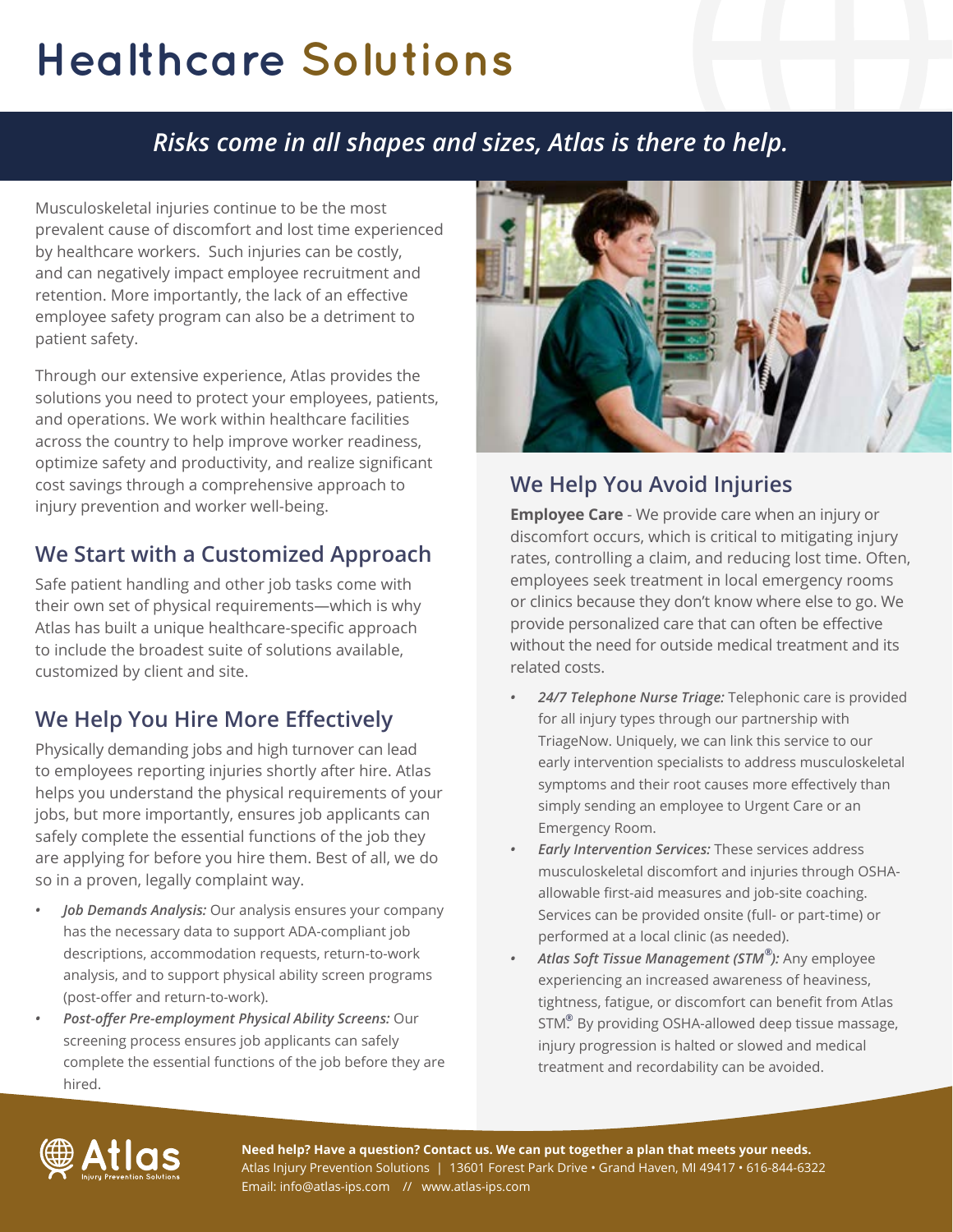# Healthcare Solutions

*Risks come in all shapes and sizes, Atlas is there to help.*

Musculoskeletal injuries continue to be the most prevalent cause of discomfort and lost time experienced by healthcare workers. Such injuries can be costly, and can negatively impact employee recruitment and retention. More importantly, the lack of an effective employee safety program can also be a detriment to patient safety.

Through our extensive experience, Atlas provides the solutions you need to protect your employees, patients, and operations. We work within healthcare facilities across the country to help improve worker readiness, optimize safety and productivity, and realize significant cost savings through a comprehensive approach to injury prevention and worker well-being.

## We Start with a Customized Approach

Safe patient handling and other job tasks come with their own set of physical requirements—which is why Atlas has built a unique healthcare-specific approach to include the broadest suite of solutions available, customized by client and site.

## We Help You Hire More Effectively

Physically demanding jobs and high turnover can lead to employees reporting injuries shortly after hire. Atlas helps you understand the physical requirements of your jobs, but more importantly, ensures job applicants can safely complete the essential functions of the job they are applying for before you hire them. Best of all, we do so in a proven, legally complaint way.

- ***Job Demands Analysis:*** Our analysis ensures your company has the necessary data to support ADA-compliant job descriptions, accommodation requests, return-to-work analysis, and to support physical ability screen programs (post-offer and return-to-work).
- ***Post-offer Pre-employment Physical Ability Screens:*** Our screening process ensures job applicants can safely complete the essential functions of the job before they are hired.

## We Help You Avoid Injuries

**Employee Care** - We provide care when an injury or discomfort occurs, which is critical to mitigating injury rates, controlling a claim, and reducing lost time. Often, employees seek treatment in local emergency rooms or clinics because they don't know where else to go. We provide personalized care that can often be effective without the need for outside medical treatment and its related costs.

- ***24/7 Telephone Nurse Triage:*** Telephonic care is provided for all injury types through our partnership with TriageNow. Uniquely, we can link this service to our early intervention specialists to address musculoskeletal symptoms and their root causes more effectively than simply sending an employee to Urgent Care or an Emergency Room.
- ***Early Intervention Services:*** These services address musculoskeletal discomfort and injuries through OSHA-allowable first-aid measures and job-site coaching. Services can be provided onsite (full- or part-time) or performed at a local clinic (as needed).
- ***Atlas Soft Tissue Management (STM®):*** Any employee experiencing an increased awareness of heaviness, tightness, fatigue, or discomfort can benefit from Atlas STM®. By providing OSHA-allowed deep tissue massage, injury progression is halted or slowed and medical treatment and recordability can be avoided.

**Need help? Have a question? Contact us. We can put together a plan that meets your needs.**
Atlas Injury Prevention Solutions | 13601 Forest Park Drive • Grand Haven, MI 49417 • 616-844-6322
Email: info@atlas-ips.com // www.atlas-ips.com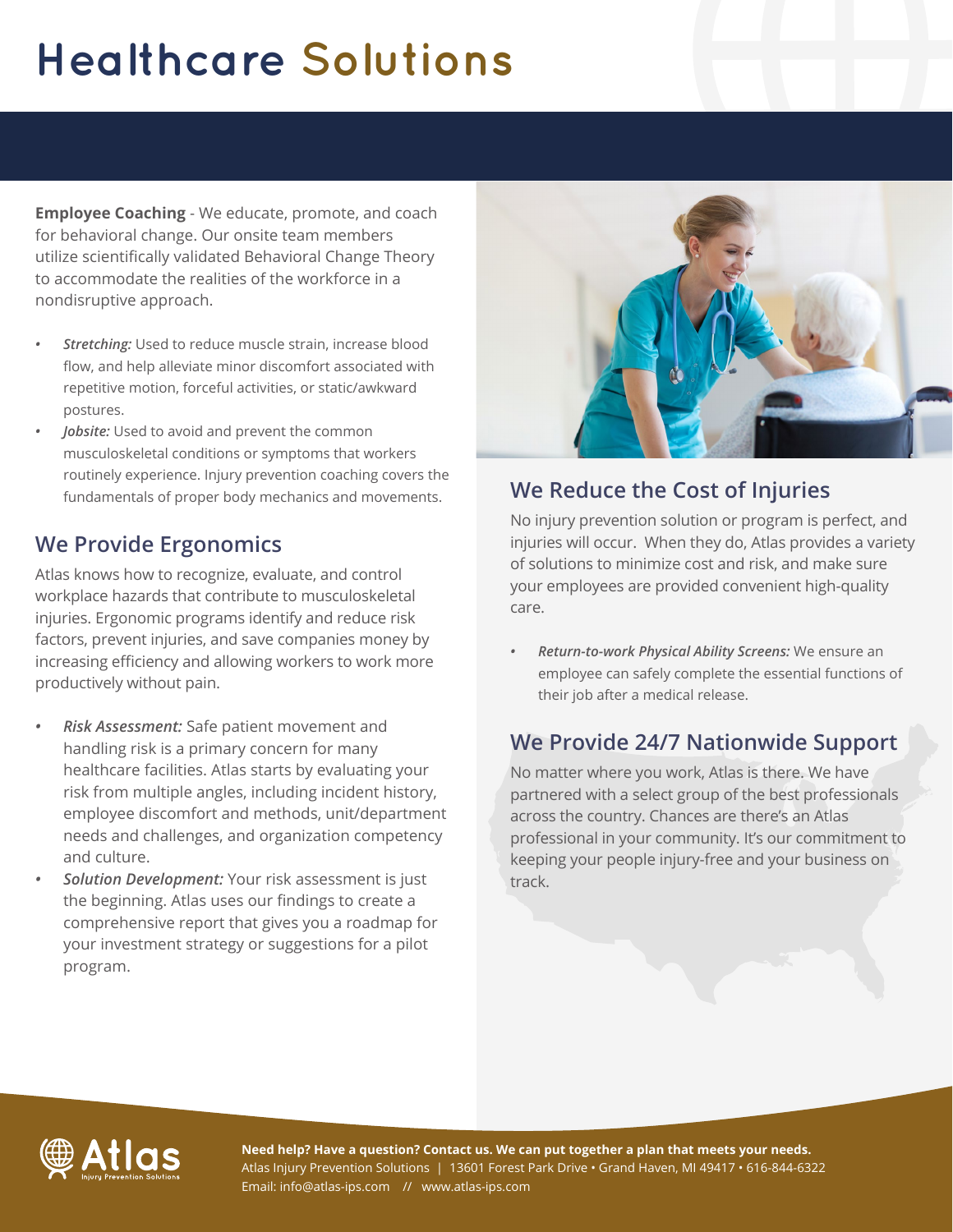# Healthcare Solutions

**Employee Coaching** - We educate, promote, and coach for behavioral change. Our onsite team members utilize scientifically validated Behavioral Change Theory to accommodate the realities of the workforce in a nondisruptive approach.

- ***Stretching:*** Used to reduce muscle strain, increase blood flow, and help alleviate minor discomfort associated with repetitive motion, forceful activities, or static/awkward postures.
- ***Jobsite:*** Used to avoid and prevent the common musculoskeletal conditions or symptoms that workers routinely experience. Injury prevention coaching covers the fundamentals of proper body mechanics and movements.

## We Provide Ergonomics

Atlas knows how to recognize, evaluate, and control workplace hazards that contribute to musculoskeletal injuries. Ergonomic programs identify and reduce risk factors, prevent injuries, and save companies money by increasing efficiency and allowing workers to work more productively without pain.

- ***Risk Assessment:*** Safe patient movement and handling risk is a primary concern for many healthcare facilities. Atlas starts by evaluating your risk from multiple angles, including incident history, employee discomfort and methods, unit/department needs and challenges, and organization competency and culture.
- ***Solution Development:*** Your risk assessment is just the beginning. Atlas uses our findings to create a comprehensive report that gives you a roadmap for your investment strategy or suggestions for a pilot program.

## We Reduce the Cost of Injuries

No injury prevention solution or program is perfect, and injuries will occur. When they do, Atlas provides a variety of solutions to minimize cost and risk, and make sure your employees are provided convenient high-quality care.

- ***Return-to-work Physical Ability Screens:*** We ensure an employee can safely complete the essential functions of their job after a medical release.

## We Provide 24/7 Nationwide Support

No matter where you work, Atlas is there. We have partnered with a select group of the best professionals across the country. Chances are there's an Atlas professional in your community. It's our commitment to keeping your people injury-free and your business on track.

Atlas
Injury Prevention Solutions

**Need help? Have a question? Contact us. We can put together a plan that meets your needs.**
Atlas Injury Prevention Solutions | 13601 Forest Park Drive • Grand Haven, MI 49417 • 616-844-6322
Email: info@atlas-ips.com // www.atlas-ips.com